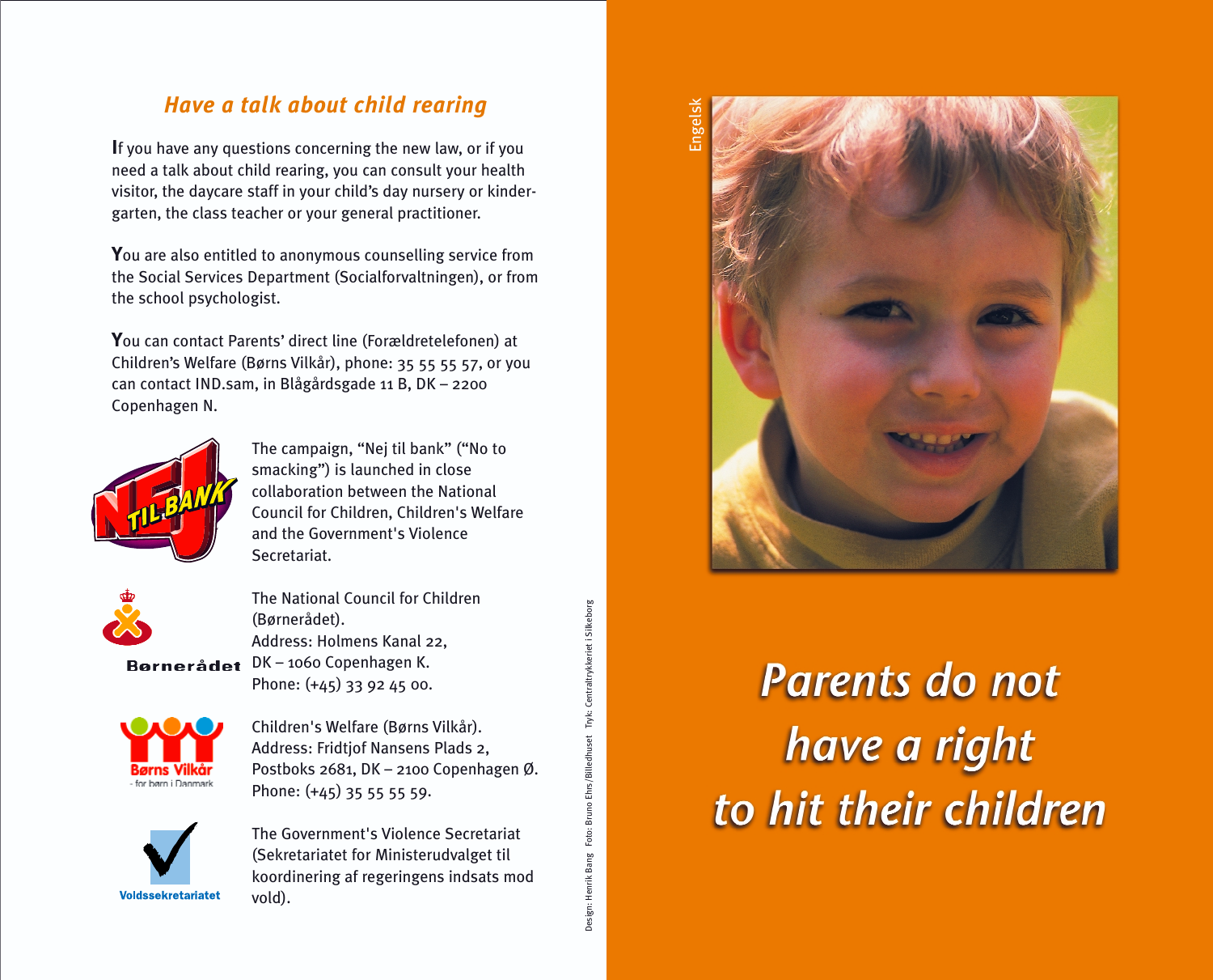## *Have a talk about child rearing*

If you have any questions concerning the new law, or if you need a talk about child rearing, you can consult your health visitor, the daycare staff in your child's day nursery or kindergarten, the class teacher or your general practitioner.

You are also entitled to anonymous counselling service from the Social Services Department (Socialforvaltningen), or from the school psychologist.

You can contact Parents' direct line (Forældretelefonen) at Children's Welfare (Børns Vilkår), phone: 35 55 55 57, or you can contact IND.sam, in Blågårdsgade 11 B, DK – 2200 Copenhagen N.

The campaign, "Nej til bank" ("No to smacking") is launched in close collaboration between the National Council for Children, Children's Welfare and the Government's Violence Secretariat.

The National Council for Children (Børnerådet).
Address: Holmens Kanal 22,
DK – 1060 Copenhagen K.
Phone: (+45) 33 92 45 00.

Children's Welfare (Børns Vilkår).
Address: Fridtjof Nansens Plads 2,
Postboks 2681, DK – 2100 Copenhagen Ø.
Phone: (+45) 35 55 55 59.

The Government's Violence Secretariat (Sekretariatet for Ministerudvalget til koordinering af regeringens indsats mod vold).

Design: Henrik Bang Foto: Bruno Ehrs/Billedhuset Tryk: Centraltrykkeriet i Silkeborg

Engelsk

# *Parents do not have a right to hit their children*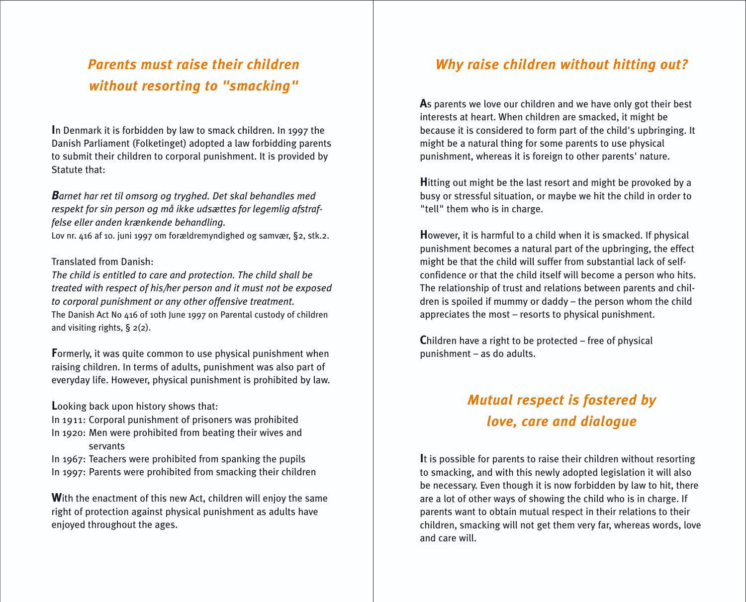## *Parents must raise their children without resorting to "smacking"*

**I**n Denmark it is forbidden by law to smack children. In 1997 the Danish Parliament (Folketinget) adopted a law forbidding parents to submit their children to corporal punishment. It is provided by Statute that:

***B**arnet har ret til omsorg og tryghed. Det skal behandles med respekt for sin person og må ikke udsættes for legemlig afstraffelse eller anden krænkende behandling.*
Lov nr. 416 af 10. juni 1997 om forældremyndighed og samvær, §2, stk.2.

Translated from Danish:
*The child is entitled to care and protection. The child shall be treated with respect of his/her person and it must not be exposed to corporal punishment or any other offensive treatment.*
The Danish Act No 416 of 10th June 1997 on Parental custody of children and visiting rights, § 2(2).

**F**ormerly, it was quite common to use physical punishment when raising children. In terms of adults, punishment was also part of everyday life. However, physical punishment is prohibited by law.

**L**ooking back upon history shows that:
In 1911: Corporal punishment of prisoners was prohibited
In 1920: Men were prohibited from beating their wives and servants
In 1967: Teachers were prohibited from spanking the pupils
In 1997: Parents were prohibited from smacking their children

**W**ith the enactment of this new Act, children will enjoy the same right of protection against physical punishment as adults have enjoyed throughout the ages.

## *Why raise children without hitting out?*

**A**s parents we love our children and we have only got their best interests at heart. When children are smacked, it might be because it is considered to form part of the child's upbringing. It might be a natural thing for some parents to use physical punishment, whereas it is foreign to other parents' nature.

**H**itting out might be the last resort and might be provoked by a busy or stressful situation, or maybe we hit the child in order to "tell" them who is in charge.

**H**owever, it is harmful to a child when it is smacked. If physical punishment becomes a natural part of the upbringing, the effect might be that the child will suffer from substantial lack of self-confidence or that the child itself will become a person who hits. The relationship of trust and relations between parents and children is spoiled if mummy or daddy – the person whom the child appreciates the most – resorts to physical punishment.

**C**hildren have a right to be protected – free of physical punishment – as do adults.

## *Mutual respect is fostered by love, care and dialogue*

**I**t is possible for parents to raise their children without resorting to smacking, and with this newly adopted legislation it will also be necessary. Even though it is now forbidden by law to hit, there are a lot of other ways of showing the child who is in charge. If parents want to obtain mutual respect in their relations to their children, smacking will not get them very far, whereas words, love and care will.